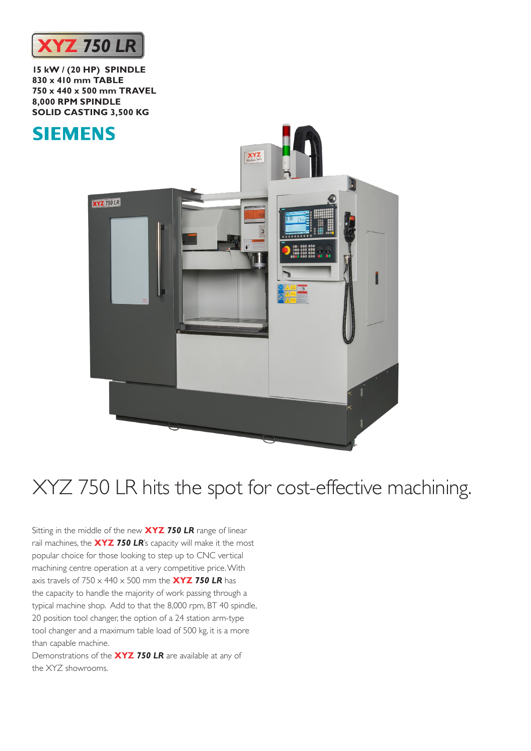# XYZ 750 LR

**15 kW / (20 HP) SPINDLE**
**830 x 410 mm TABLE**
**750 x 440 x 500 mm TRAVEL**
**8,000 RPM SPINDLE**
**SOLID CASTING 3,500 KG**

**SIEMENS**

## XYZ 750 LR hits the spot for cost-effective machining.

Sitting in the middle of the new **XYZ *750 LR*** range of linear rail machines, the **XYZ *750 LR***'s capacity will make it the most popular choice for those looking to step up to CNC vertical machining centre operation at a very competitive price. With axis travels of 750 x 440 x 500 mm the **XYZ *750 LR*** has the capacity to handle the majority of work passing through a typical machine shop. Add to that the 8,000 rpm, BT 40 spindle, 20 position tool changer, the option of a 24 station arm-type tool changer and a maximum table load of 500 kg, it is a more than capable machine.

Demonstrations of the **XYZ *750 LR*** are available at any of the XYZ showrooms.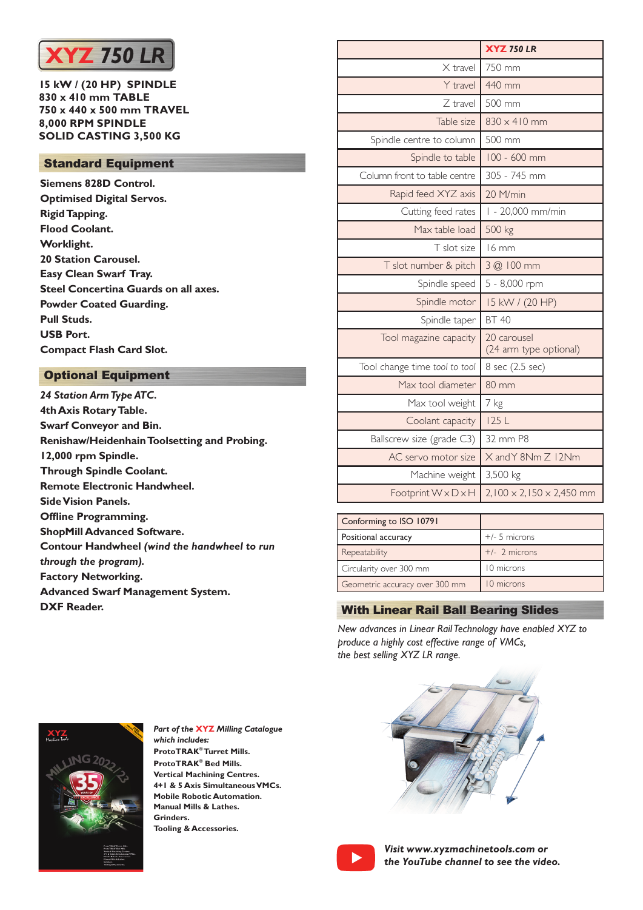# XYZ 750 LR

**15 kW / (20 HP) SPINDLE**
**830 x 410 mm TABLE**
**750 x 440 x 500 mm TRAVEL**
**8,000 RPM SPINDLE**
**SOLID CASTING 3,500 KG**

## Standard Equipment

**Siemens 828D Control.**
**Optimised Digital Servos.**
**Rigid Tapping.**
**Flood Coolant.**
**Worklight.**
**20 Station Carousel.**
**Easy Clean Swarf Tray.**
**Steel Concertina Guards on all axes.**
**Powder Coated Guarding.**
**Pull Studs.**
**USB Port.**
**Compact Flash Card Slot.**

## Optional Equipment

***24 Station Arm Type ATC.***
**4th Axis Rotary Table.**
**Swarf Conveyor and Bin.**
**Renishaw/Heidenhain Toolsetting and Probing.**
**12,000 rpm Spindle.**
**Through Spindle Coolant.**
**Remote Electronic Handwheel.**
**Side Vision Panels.**
**Offline Programming.**
**ShopMill Advanced Software.**
**Contour Handwheel *(wind the handwheel to run through the program).***
**Factory Networking.**
**Advanced Swarf Management System.**
**DXF Reader.**

| | XYZ 750 LR |
|---|---|
| X travel | 750 mm |
| Y travel | 440 mm |
| Z travel | 500 mm |
| Table size | 830 x 410 mm |
| Spindle centre to column | 500 mm |
| Spindle to table | 100 - 600 mm |
| Column front to table centre | 305 - 745 mm |
| Rapid feed XYZ axis | 20 M/min |
| Cutting feed rates | 1 - 20,000 mm/min |
| Max table load | 500 kg |
| T slot size | 16 mm |
| T slot number & pitch | 3 @ 100 mm |
| Spindle speed | 5 - 8,000 rpm |
| Spindle motor | 15 kW / (20 HP) |
| Spindle taper | BT 40 |
| Tool magazine capacity | 20 carousel (24 arm type optional) |
| Tool change time *tool to tool* | 8 sec (2.5 sec) |
| Max tool diameter | 80 mm |
| Max tool weight | 7 kg |
| Coolant capacity | 125 L |
| Ballscrew size (grade C3) | 32 mm P8 |
| AC servo motor size | X and Y 8Nm Z 12Nm |
| Machine weight | 3,500 kg |
| Footprint W x D x H | 2,100 x 2,150 x 2,450 mm |

| Conforming to ISO 10791 | |
|---|---|
| Positional accuracy | +/- 5 microns |
| Repeatability | +/- 2 microns |
| Circularity over 300 mm | 10 microns |
| Geometric accuracy over 300 mm | 10 microns |

## With Linear Rail Ball Bearing Slides

*New advances in Linear Rail Technology have enabled XYZ to produce a highly cost effective range of VMCs, the best selling XYZ LR range.*

***Part of the XYZ Milling Catalogue which includes:***
**ProtoTRAK® Turret Mills.**
**ProtoTRAK® Bed Mills.**
**Vertical Machining Centres.**
**4+1 & 5 Axis Simultaneous VMCs.**
**Mobile Robotic Automation.**
**Manual Mills & Lathes.**
**Grinders.**
**Tooling & Accessories.**

***Visit www.xyzmachinetools.com or the YouTube channel to see the video.***